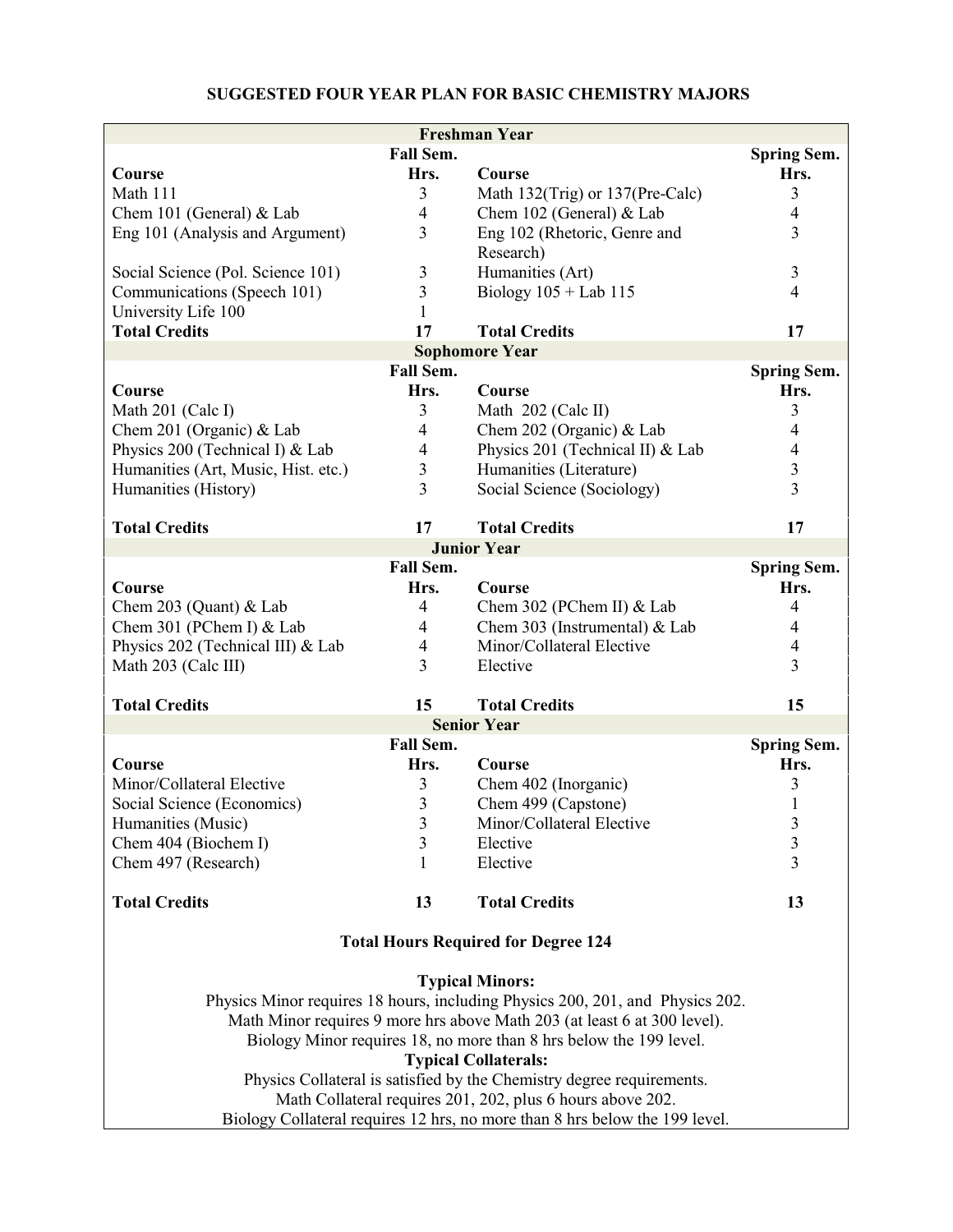# SUGGESTED FOUR YEAR PLAN FOR BASIC CHEMISTRY MAJORS

| **Freshman Year** | | | |
|---|---|---|---|
| | **Fall Sem.** | | **Spring Sem.** |
| **Course** | **Hrs.** | **Course** | **Hrs.** |
| Math 111 | 3 | Math 132(Trig) or 137(Pre-Calc) | 3 |
| Chem 101 (General) & Lab | 4 | Chem 102 (General) & Lab | 4 |
| Eng 101 (Analysis and Argument) | 3 | Eng 102 (Rhetoric, Genre and Research) | 3 |
| Social Science (Pol. Science 101) | 3 | Humanities (Art) | 3 |
| Communications (Speech 101) | 3 | Biology 105 + Lab 115 | 4 |
| University Life 100 | 1 | | |
| **Total Credits** | **17** | **Total Credits** | **17** |
| **Sophomore Year** | | | |
| | **Fall Sem.** | | **Spring Sem.** |
| **Course** | **Hrs.** | **Course** | **Hrs.** |
| Math 201 (Calc I) | 3 | Math 202 (Calc II) | 3 |
| Chem 201 (Organic) & Lab | 4 | Chem 202 (Organic) & Lab | 4 |
| Physics 200 (Technical I) & Lab | 4 | Physics 201 (Technical II) & Lab | 4 |
| Humanities (Art, Music, Hist. etc.) | 3 | Humanities (Literature) | 3 |
| Humanities (History) | 3 | Social Science (Sociology) | 3 |
| **Total Credits** | **17** | **Total Credits** | **17** |
| **Junior Year** | | | |
| | **Fall Sem.** | | **Spring Sem.** |
| **Course** | **Hrs.** | **Course** | **Hrs.** |
| Chem 203 (Quant) & Lab | 4 | Chem 302 (PChem II) & Lab | 4 |
| Chem 301 (PChem I) & Lab | 4 | Chem 303 (Instrumental) & Lab | 4 |
| Physics 202 (Technical III) & Lab | 4 | Minor/Collateral Elective | 4 |
| Math 203 (Calc III) | 3 | Elective | 3 |
| **Total Credits** | **15** | **Total Credits** | **15** |
| **Senior Year** | | | |
| | **Fall Sem.** | | **Spring Sem.** |
| **Course** | **Hrs.** | **Course** | **Hrs.** |
| Minor/Collateral Elective | 3 | Chem 402 (Inorganic) | 3 |
| Social Science (Economics) | 3 | Chem 499 (Capstone) | 1 |
| Humanities (Music) | 3 | Minor/Collateral Elective | 3 |
| Chem 404 (Biochem I) | 3 | Elective | 3 |
| Chem 497 (Research) | 1 | Elective | 3 |
| **Total Credits** | **13** | **Total Credits** | **13** |

**Total Hours Required for Degree 124**

**Typical Minors:**

Physics Minor requires 18 hours, including Physics 200, 201, and Physics 202.

Math Minor requires 9 more hrs above Math 203 (at least 6 at 300 level).

Biology Minor requires 18, no more than 8 hrs below the 199 level.

**Typical Collaterals:**

Physics Collateral is satisfied by the Chemistry degree requirements.

Math Collateral requires 201, 202, plus 6 hours above 202.

Biology Collateral requires 12 hrs, no more than 8 hrs below the 199 level.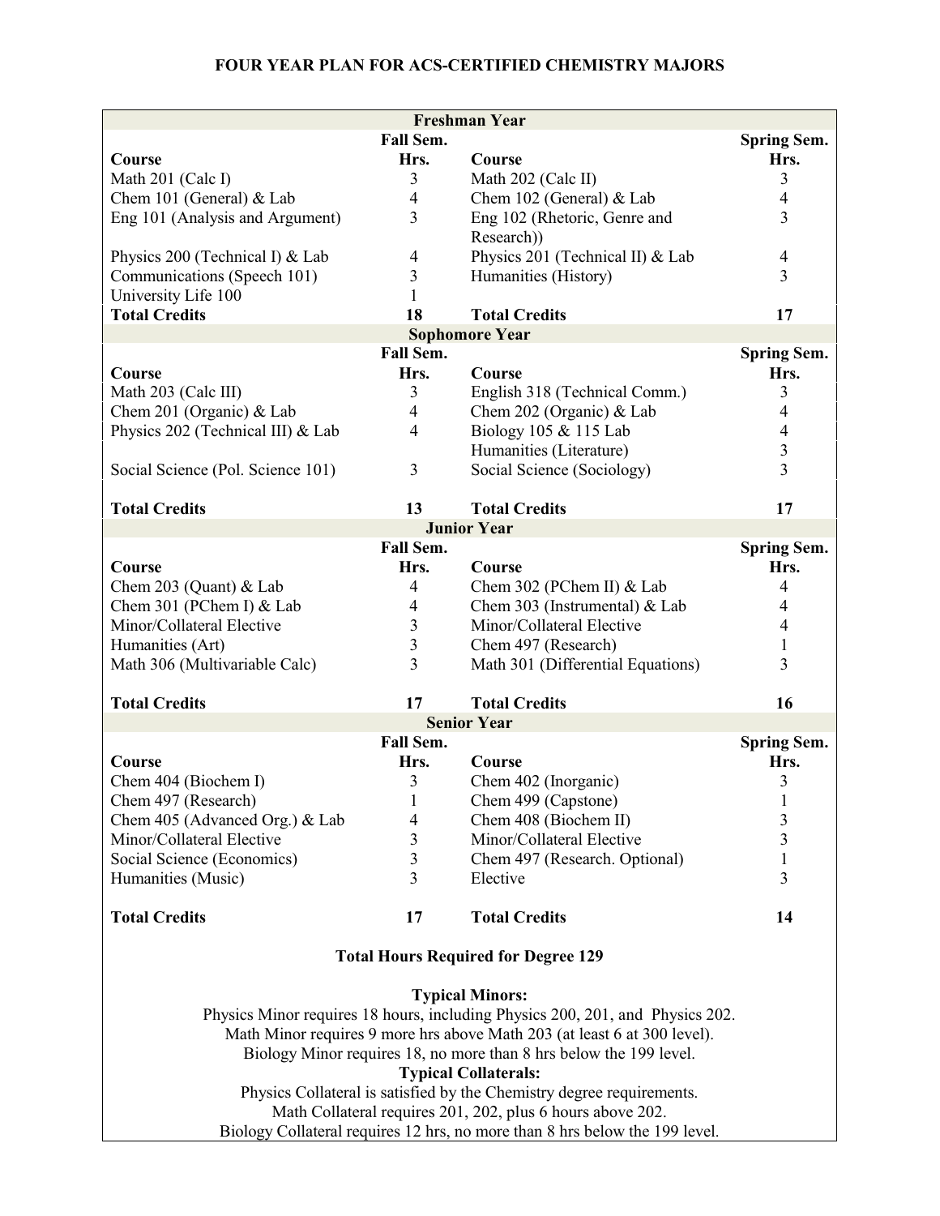# FOUR YEAR PLAN FOR ACS-CERTIFIED CHEMISTRY MAJORS

| **Freshman Year** | | | |
|---|---|---|---|
| **Course** | **Fall Sem. Hrs.** | **Course** | **Spring Sem. Hrs.** |
| Math 201 (Calc I) | 3 | Math 202 (Calc II) | 3 |
| Chem 101 (General) & Lab | 4 | Chem 102 (General) & Lab | 4 |
| Eng 101 (Analysis and Argument) | 3 | Eng 102 (Rhetoric, Genre and Research)) | 3 |
| Physics 200 (Technical I) & Lab | 4 | Physics 201 (Technical II) & Lab | 4 |
| Communications (Speech 101) | 3 | Humanities (History) | 3 |
| University Life 100 | 1 | | |
| **Total Credits** | **18** | **Total Credits** | **17** |
| **Sophomore Year** | | | |
| **Course** | **Fall Sem. Hrs.** | **Course** | **Spring Sem. Hrs.** |
| Math 203 (Calc III) | 3 | English 318 (Technical Comm.) | 3 |
| Chem 201 (Organic) & Lab | 4 | Chem 202 (Organic) & Lab | 4 |
| Physics 202 (Technical III) & Lab | 4 | Biology 105 & 115 Lab | 4 |
| | | Humanities (Literature) | 3 |
| Social Science (Pol. Science 101) | 3 | Social Science (Sociology) | 3 |
| **Total Credits** | **13** | **Total Credits** | **17** |
| **Junior Year** | | | |
| **Course** | **Fall Sem. Hrs.** | **Course** | **Spring Sem. Hrs.** |
| Chem 203 (Quant) & Lab | 4 | Chem 302 (PChem II) & Lab | 4 |
| Chem 301 (PChem I) & Lab | 4 | Chem 303 (Instrumental) & Lab | 4 |
| Minor/Collateral Elective | 3 | Minor/Collateral Elective | 4 |
| Humanities (Art) | 3 | Chem 497 (Research) | 1 |
| Math 306 (Multivariable Calc) | 3 | Math 301 (Differential Equations) | 3 |
| **Total Credits** | **17** | **Total Credits** | **16** |
| **Senior Year** | | | |
| **Course** | **Fall Sem. Hrs.** | **Course** | **Spring Sem. Hrs.** |
| Chem 404 (Biochem I) | 3 | Chem 402 (Inorganic) | 3 |
| Chem 497 (Research) | 1 | Chem 499 (Capstone) | 1 |
| Chem 405 (Advanced Org.) & Lab | 4 | Chem 408 (Biochem II) | 3 |
| Minor/Collateral Elective | 3 | Minor/Collateral Elective | 3 |
| Social Science (Economics) | 3 | Chem 497 (Research. Optional) | 1 |
| Humanities (Music) | 3 | Elective | 3 |
| **Total Credits** | **17** | **Total Credits** | **14** |

**Total Hours Required for Degree 129**

**Typical Minors:**

Physics Minor requires 18 hours, including Physics 200, 201, and Physics 202.
Math Minor requires 9 more hrs above Math 203 (at least 6 at 300 level).
Biology Minor requires 18, no more than 8 hrs below the 199 level.

**Typical Collaterals:**

Physics Collateral is satisfied by the Chemistry degree requirements.
Math Collateral requires 201, 202, plus 6 hours above 202.
Biology Collateral requires 12 hrs, no more than 8 hrs below the 199 level.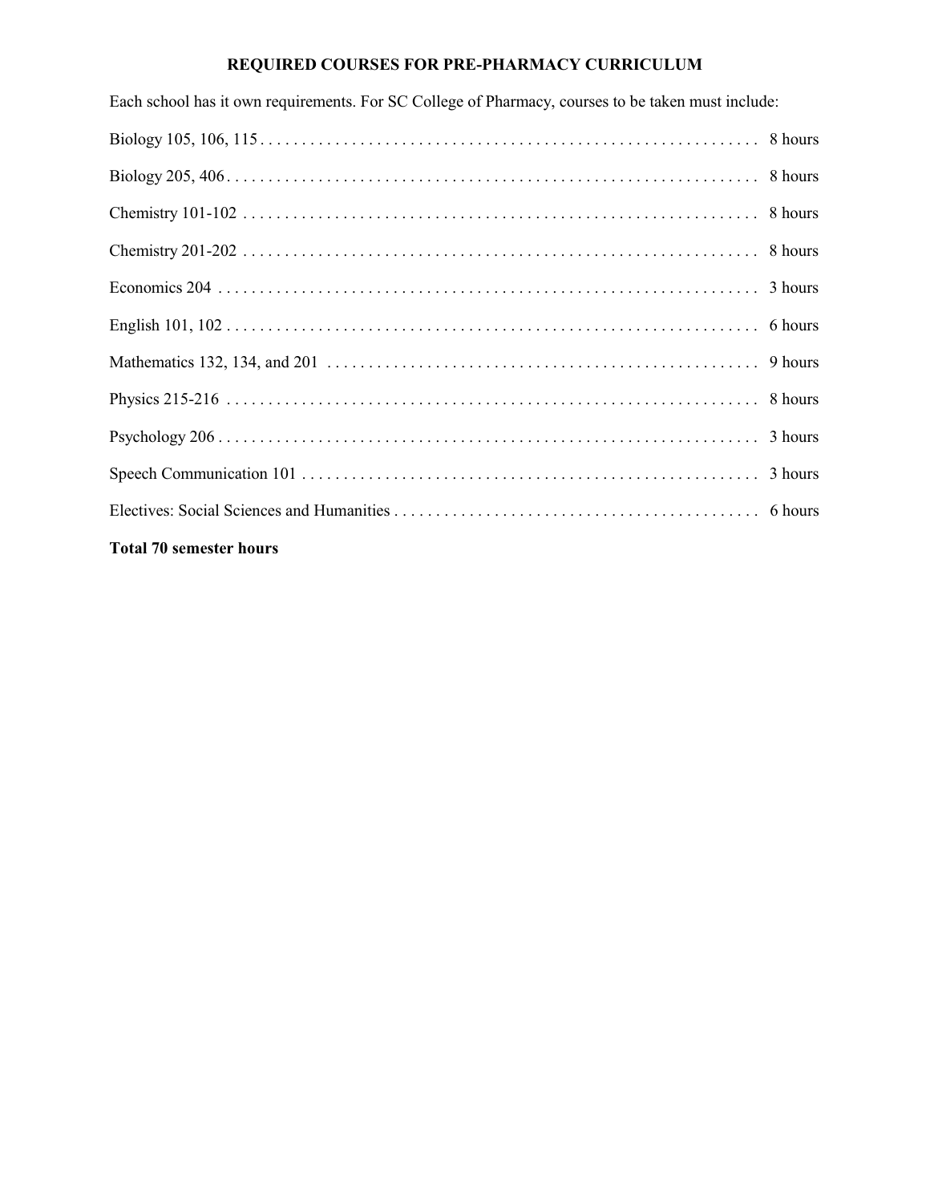# REQUIRED COURSES FOR PRE-PHARMACY CURRICULUM

Each school has it own requirements. For SC College of Pharmacy, courses to be taken must include:

| | |
|---|---|
| Biology 105, 106, 115 | 8 hours |
| Biology 205, 406 | 8 hours |
| Chemistry 101-102 | 8 hours |
| Chemistry 201-202 | 8 hours |
| Economics 204 | 3 hours |
| English 101, 102 | 6 hours |
| Mathematics 132, 134, and 201 | 9 hours |
| Physics 215-216 | 8 hours |
| Psychology 206 | 3 hours |
| Speech Communication 101 | 3 hours |
| Electives: Social Sciences and Humanities | 6 hours |

**Total 70 semester hours**